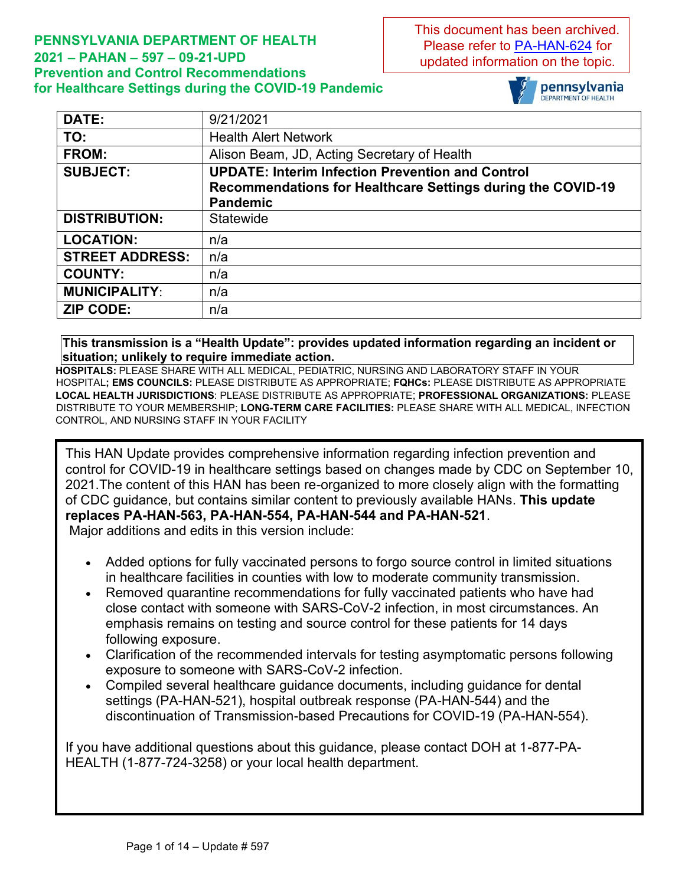This document has been archived. Please refer to PA-HAN-624 for updated information on the topic.

# PENNSYLVANIA DEPARTMENT OF HEALTH
## 2021 – PAHAN – 597 – 09-21-UPD
## Prevention and Control Recommendations for Healthcare Settings during the COVID-19 Pandemic

| | |
|---|---|
| **DATE:** | 9/21/2021 |
| **TO:** | Health Alert Network |
| **FROM:** | Alison Beam, JD, Acting Secretary of Health |
| **SUBJECT:** | **UPDATE: Interim Infection Prevention and Control Recommendations for Healthcare Settings during the COVID-19 Pandemic** |
| **DISTRIBUTION:** | Statewide |
| **LOCATION:** | n/a |
| **STREET ADDRESS:** | n/a |
| **COUNTY:** | n/a |
| **MUNICIPALITY:** | n/a |
| **ZIP CODE:** | n/a |

**This transmission is a "Health Update": provides updated information regarding an incident or situation; unlikely to require immediate action.**

**HOSPITALS:** PLEASE SHARE WITH ALL MEDICAL, PEDIATRIC, NURSING AND LABORATORY STAFF IN YOUR HOSPITAL**; EMS COUNCILS:** PLEASE DISTRIBUTE AS APPROPRIATE; **FQHCs:** PLEASE DISTRIBUTE AS APPROPRIATE **LOCAL HEALTH JURISDICTIONS**: PLEASE DISTRIBUTE AS APPROPRIATE; **PROFESSIONAL ORGANIZATIONS:** PLEASE DISTRIBUTE TO YOUR MEMBERSHIP; **LONG-TERM CARE FACILITIES:** PLEASE SHARE WITH ALL MEDICAL, INFECTION CONTROL, AND NURSING STAFF IN YOUR FACILITY

This HAN Update provides comprehensive information regarding infection prevention and control for COVID-19 in healthcare settings based on changes made by CDC on September 10, 2021.The content of this HAN has been re-organized to more closely align with the formatting of CDC guidance, but contains similar content to previously available HANs. **This update replaces PA-HAN-563, PA-HAN-554, PA-HAN-544 and PA-HAN-521**.

Major additions and edits in this version include:

- Added options for fully vaccinated persons to forgo source control in limited situations in healthcare facilities in counties with low to moderate community transmission.
- Removed quarantine recommendations for fully vaccinated patients who have had close contact with someone with SARS-CoV-2 infection, in most circumstances. An emphasis remains on testing and source control for these patients for 14 days following exposure.
- Clarification of the recommended intervals for testing asymptomatic persons following exposure to someone with SARS-CoV-2 infection.
- Compiled several healthcare guidance documents, including guidance for dental settings (PA-HAN-521), hospital outbreak response (PA-HAN-544) and the discontinuation of Transmission-based Precautions for COVID-19 (PA-HAN-554).

If you have additional questions about this guidance, please contact DOH at 1-877-PA-HEALTH (1-877-724-3258) or your local health department.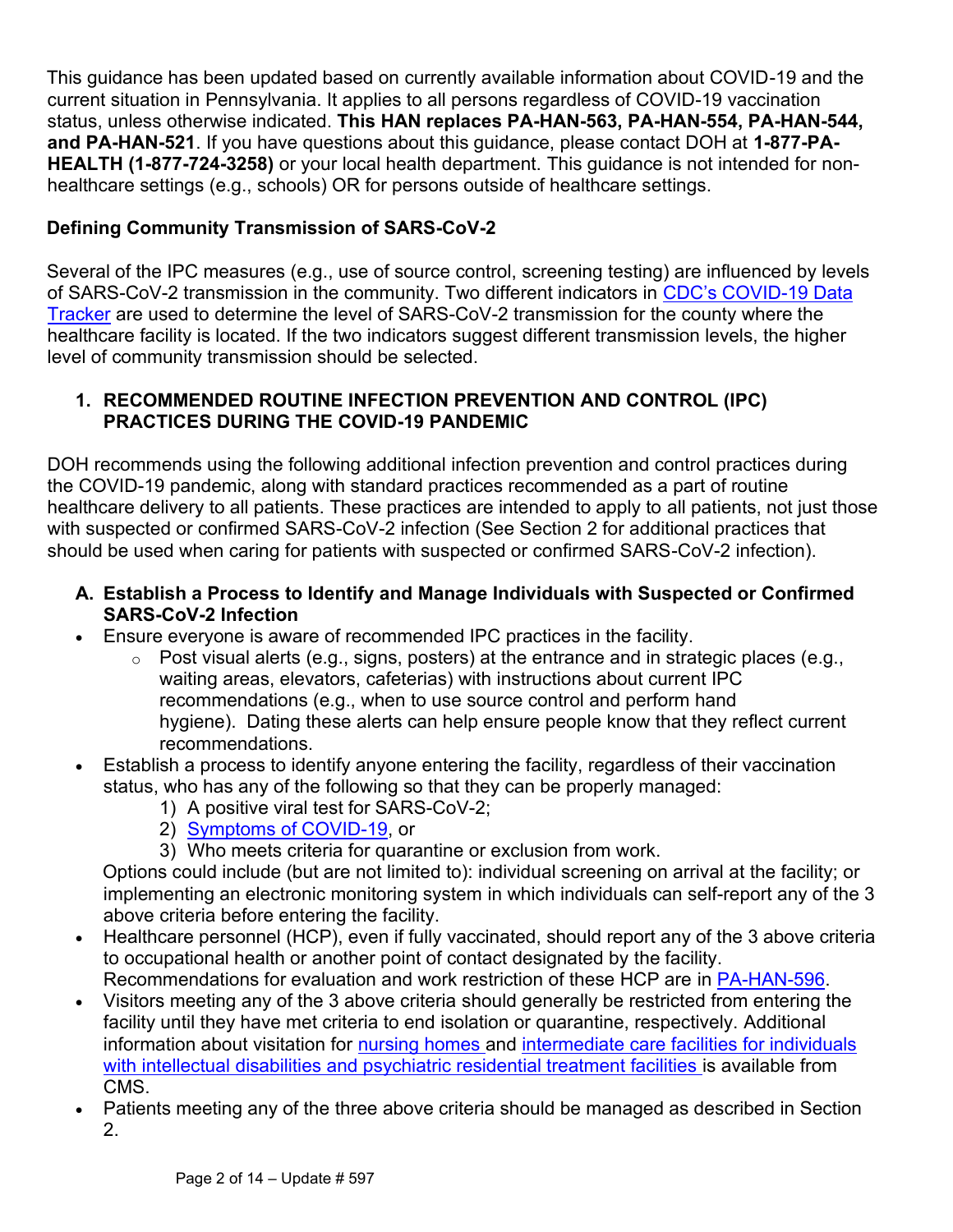This guidance has been updated based on currently available information about COVID-19 and the current situation in Pennsylvania. It applies to all persons regardless of COVID-19 vaccination status, unless otherwise indicated. **This HAN replaces PA-HAN-563, PA-HAN-554, PA-HAN-544, and PA-HAN-521**. If you have questions about this guidance, please contact DOH at **1-877-PA-HEALTH (1-877-724-3258)** or your local health department. This guidance is not intended for non-healthcare settings (e.g., schools) OR for persons outside of healthcare settings.

**Defining Community Transmission of SARS-CoV-2**

Several of the IPC measures (e.g., use of source control, screening testing) are influenced by levels of SARS-CoV-2 transmission in the community. Two different indicators in CDC's COVID-19 Data Tracker are used to determine the level of SARS-CoV-2 transmission for the county where the healthcare facility is located. If the two indicators suggest different transmission levels, the higher level of community transmission should be selected.

## 1. RECOMMENDED ROUTINE INFECTION PREVENTION AND CONTROL (IPC) PRACTICES DURING THE COVID-19 PANDEMIC

DOH recommends using the following additional infection prevention and control practices during the COVID-19 pandemic, along with standard practices recommended as a part of routine healthcare delivery to all patients. These practices are intended to apply to all patients, not just those with suspected or confirmed SARS-CoV-2 infection (See Section 2 for additional practices that should be used when caring for patients with suspected or confirmed SARS-CoV-2 infection).

### A. Establish a Process to Identify and Manage Individuals with Suspected or Confirmed SARS-CoV-2 Infection

- Ensure everyone is aware of recommended IPC practices in the facility.
  - Post visual alerts (e.g., signs, posters) at the entrance and in strategic places (e.g., waiting areas, elevators, cafeterias) with instructions about current IPC recommendations (e.g., when to use source control and perform hand hygiene). Dating these alerts can help ensure people know that they reflect current recommendations.
- Establish a process to identify anyone entering the facility, regardless of their vaccination status, who has any of the following so that they can be properly managed:
  1) A positive viral test for SARS-CoV-2;
  2) Symptoms of COVID-19, or
  3) Who meets criteria for quarantine or exclusion from work.

  Options could include (but are not limited to): individual screening on arrival at the facility; or implementing an electronic monitoring system in which individuals can self-report any of the 3 above criteria before entering the facility.
- Healthcare personnel (HCP), even if fully vaccinated, should report any of the 3 above criteria to occupational health or another point of contact designated by the facility. Recommendations for evaluation and work restriction of these HCP are in PA-HAN-596.
- Visitors meeting any of the 3 above criteria should generally be restricted from entering the facility until they have met criteria to end isolation or quarantine, respectively. Additional information about visitation for nursing homes and intermediate care facilities for individuals with intellectual disabilities and psychiatric residential treatment facilities is available from CMS.
- Patients meeting any of the three above criteria should be managed as described in Section 2.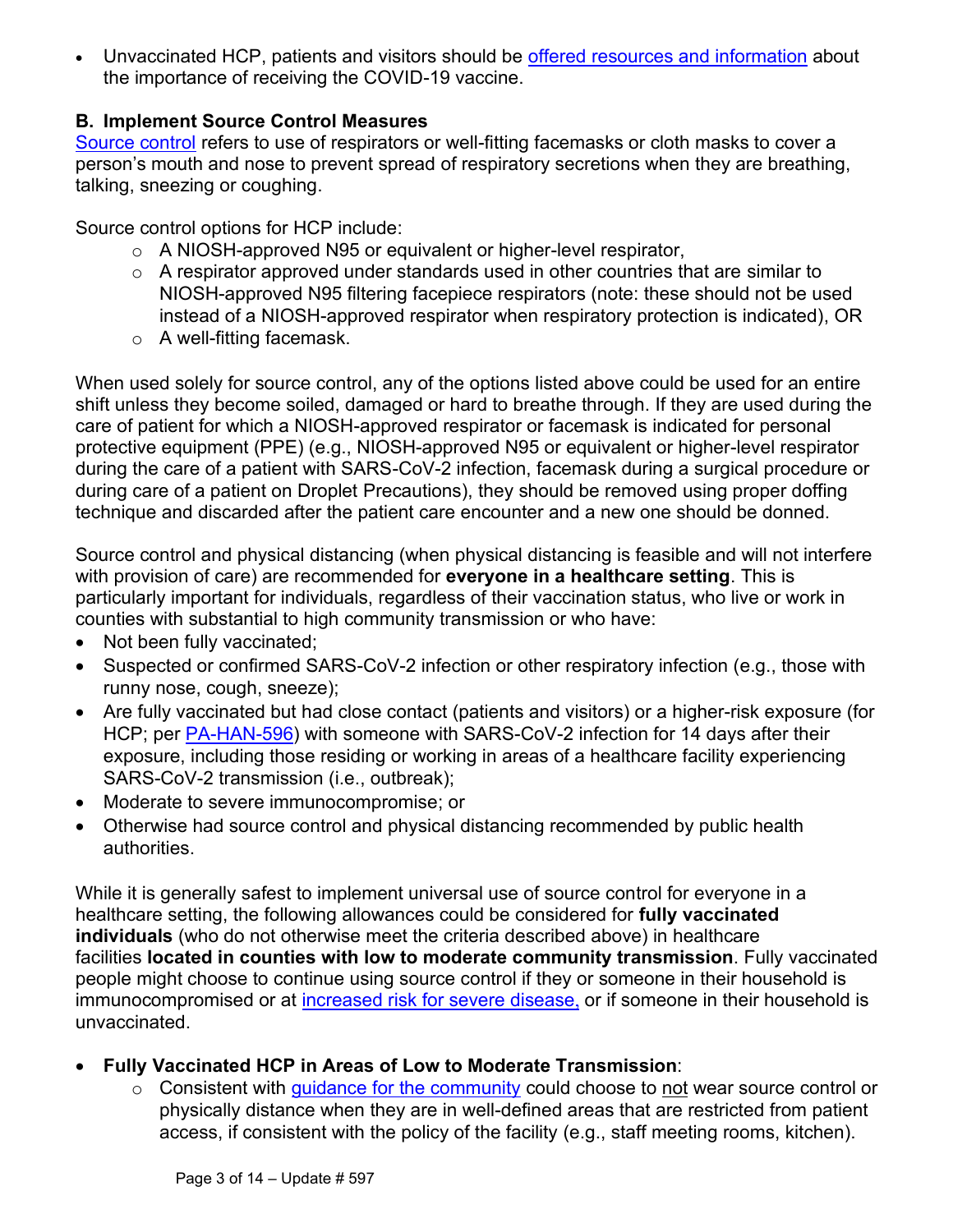- Unvaccinated HCP, patients and visitors should be offered resources and information about the importance of receiving the COVID-19 vaccine.

### B. Implement Source Control Measures

Source control refers to use of respirators or well-fitting facemasks or cloth masks to cover a person's mouth and nose to prevent spread of respiratory secretions when they are breathing, talking, sneezing or coughing.

Source control options for HCP include:

- A NIOSH-approved N95 or equivalent or higher-level respirator,
- A respirator approved under standards used in other countries that are similar to NIOSH-approved N95 filtering facepiece respirators (note: these should not be used instead of a NIOSH-approved respirator when respiratory protection is indicated), OR
- A well-fitting facemask.

When used solely for source control, any of the options listed above could be used for an entire shift unless they become soiled, damaged or hard to breathe through. If they are used during the care of patient for which a NIOSH-approved respirator or facemask is indicated for personal protective equipment (PPE) (e.g., NIOSH-approved N95 or equivalent or higher-level respirator during the care of a patient with SARS-CoV-2 infection, facemask during a surgical procedure or during care of a patient on Droplet Precautions), they should be removed using proper doffing technique and discarded after the patient care encounter and a new one should be donned.

Source control and physical distancing (when physical distancing is feasible and will not interfere with provision of care) are recommended for **everyone in a healthcare setting**. This is particularly important for individuals, regardless of their vaccination status, who live or work in counties with substantial to high community transmission or who have:

- Not been fully vaccinated;
- Suspected or confirmed SARS-CoV-2 infection or other respiratory infection (e.g., those with runny nose, cough, sneeze);
- Are fully vaccinated but had close contact (patients and visitors) or a higher-risk exposure (for HCP; per PA-HAN-596) with someone with SARS-CoV-2 infection for 14 days after their exposure, including those residing or working in areas of a healthcare facility experiencing SARS-CoV-2 transmission (i.e., outbreak);
- Moderate to severe immunocompromise; or
- Otherwise had source control and physical distancing recommended by public health authorities.

While it is generally safest to implement universal use of source control for everyone in a healthcare setting, the following allowances could be considered for **fully vaccinated individuals** (who do not otherwise meet the criteria described above) in healthcare facilities **located in counties with low to moderate community transmission**. Fully vaccinated people might choose to continue using source control if they or someone in their household is immunocompromised or at increased risk for severe disease, or if someone in their household is unvaccinated.

- **Fully Vaccinated HCP in Areas of Low to Moderate Transmission**:
  - Consistent with guidance for the community could choose to not wear source control or physically distance when they are in well-defined areas that are restricted from patient access, if consistent with the policy of the facility (e.g., staff meeting rooms, kitchen).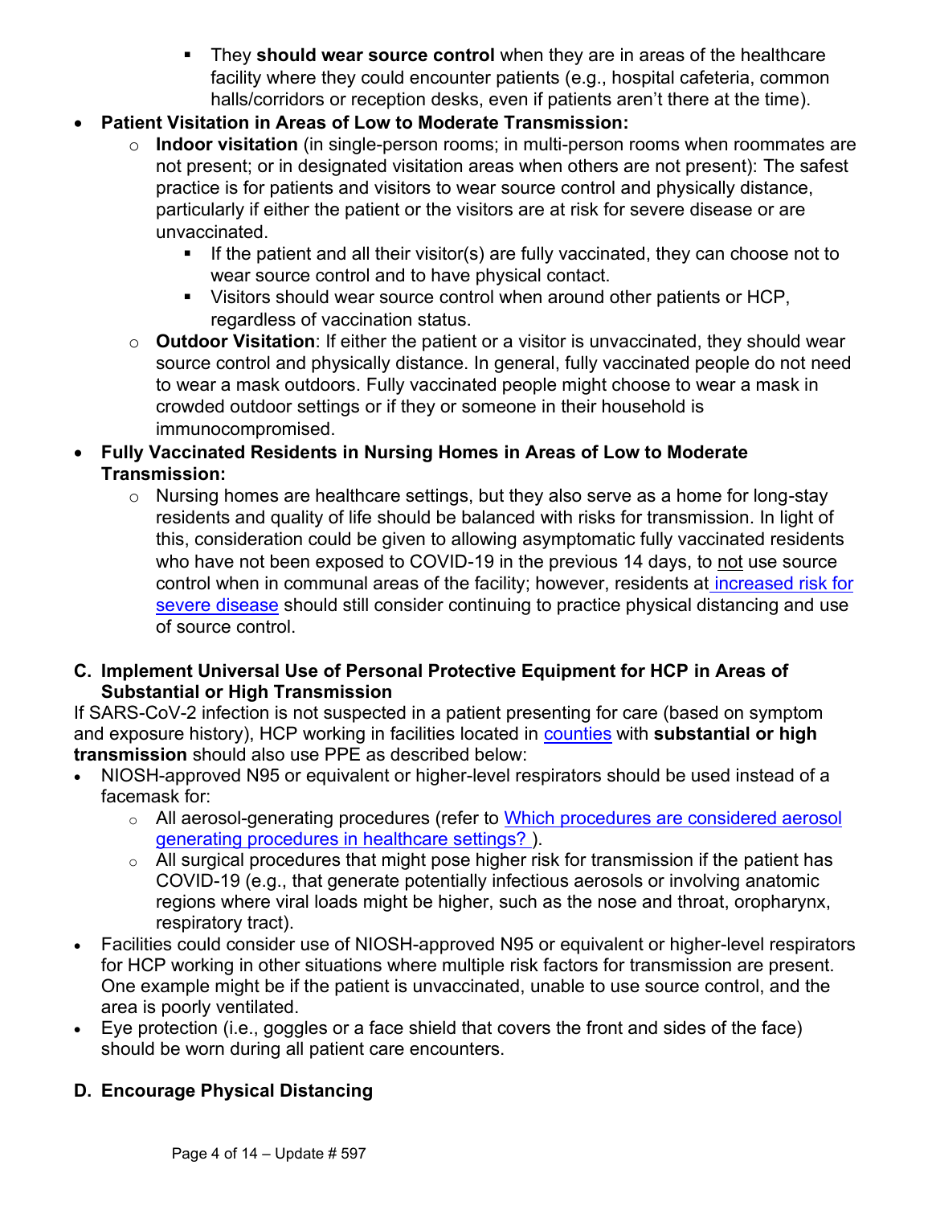- They **should wear source control** when they are in areas of the healthcare facility where they could encounter patients (e.g., hospital cafeteria, common halls/corridors or reception desks, even if patients aren't there at the time).

- **Patient Visitation in Areas of Low to Moderate Transmission:**
    - **Indoor visitation** (in single-person rooms; in multi-person rooms when roommates are not present; or in designated visitation areas when others are not present): The safest practice is for patients and visitors to wear source control and physically distance, particularly if either the patient or the visitors are at risk for severe disease or are unvaccinated.
        - If the patient and all their visitor(s) are fully vaccinated, they can choose not to wear source control and to have physical contact.
        - Visitors should wear source control when around other patients or HCP, regardless of vaccination status.
    - **Outdoor Visitation**: If either the patient or a visitor is unvaccinated, they should wear source control and physically distance. In general, fully vaccinated people do not need to wear a mask outdoors. Fully vaccinated people might choose to wear a mask in crowded outdoor settings or if they or someone in their household is immunocompromised.
- **Fully Vaccinated Residents in Nursing Homes in Areas of Low to Moderate Transmission:**
    - Nursing homes are healthcare settings, but they also serve as a home for long-stay residents and quality of life should be balanced with risks for transmission. In light of this, consideration could be given to allowing asymptomatic fully vaccinated residents who have not been exposed to COVID-19 in the previous 14 days, to not use source control when in communal areas of the facility; however, residents at increased risk for severe disease should still consider continuing to practice physical distancing and use of source control.

### C. Implement Universal Use of Personal Protective Equipment for HCP in Areas of Substantial or High Transmission

If SARS-CoV-2 infection is not suspected in a patient presenting for care (based on symptom and exposure history), HCP working in facilities located in counties with **substantial or high transmission** should also use PPE as described below:

- NIOSH-approved N95 or equivalent or higher-level respirators should be used instead of a facemask for:
    - All aerosol-generating procedures (refer to Which procedures are considered aerosol generating procedures in healthcare settings? ).
    - All surgical procedures that might pose higher risk for transmission if the patient has COVID-19 (e.g., that generate potentially infectious aerosols or involving anatomic regions where viral loads might be higher, such as the nose and throat, oropharynx, respiratory tract).
- Facilities could consider use of NIOSH-approved N95 or equivalent or higher-level respirators for HCP working in other situations where multiple risk factors for transmission are present. One example might be if the patient is unvaccinated, unable to use source control, and the area is poorly ventilated.
- Eye protection (i.e., goggles or a face shield that covers the front and sides of the face) should be worn during all patient care encounters.

### D. Encourage Physical Distancing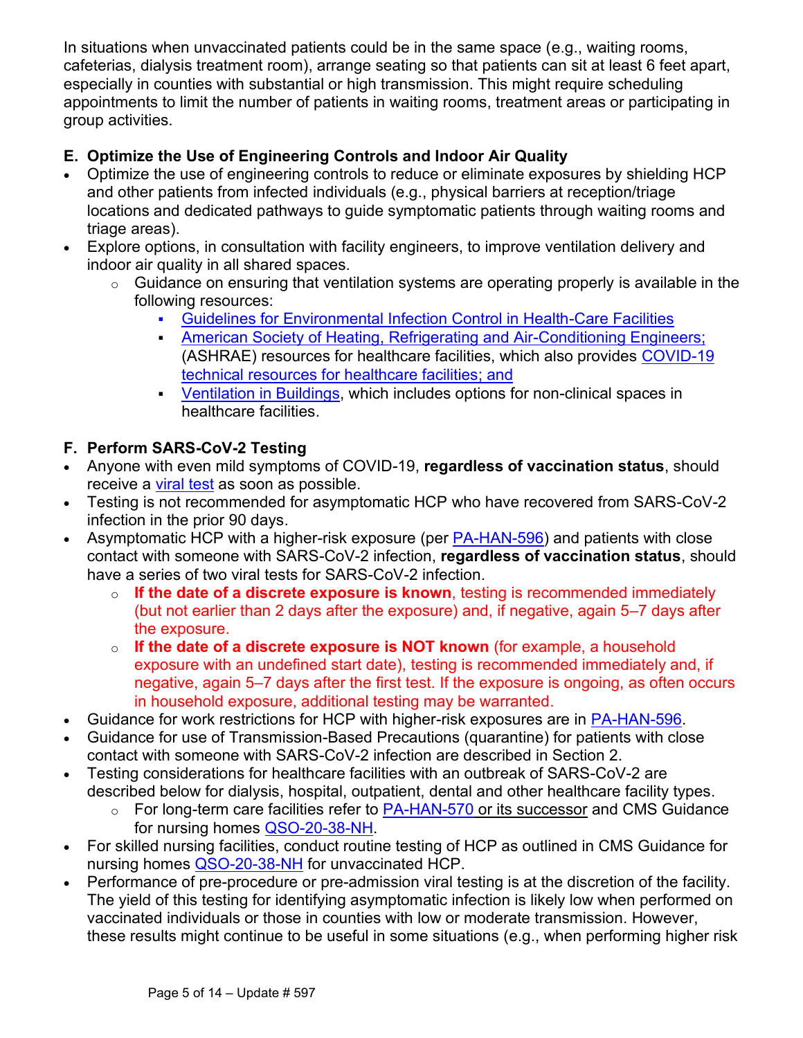In situations when unvaccinated patients could be in the same space (e.g., waiting rooms, cafeterias, dialysis treatment room), arrange seating so that patients can sit at least 6 feet apart, especially in counties with substantial or high transmission. This might require scheduling appointments to limit the number of patients in waiting rooms, treatment areas or participating in group activities.

### E. Optimize the Use of Engineering Controls and Indoor Air Quality

- Optimize the use of engineering controls to reduce or eliminate exposures by shielding HCP and other patients from infected individuals (e.g., physical barriers at reception/triage locations and dedicated pathways to guide symptomatic patients through waiting rooms and triage areas).
- Explore options, in consultation with facility engineers, to improve ventilation delivery and indoor air quality in all shared spaces.
  - Guidance on ensuring that ventilation systems are operating properly is available in the following resources:
    - Guidelines for Environmental Infection Control in Health-Care Facilities
    - American Society of Heating, Refrigerating and Air-Conditioning Engineers; (ASHRAE) resources for healthcare facilities, which also provides COVID-19 technical resources for healthcare facilities; and
    - Ventilation in Buildings, which includes options for non-clinical spaces in healthcare facilities.

### F. Perform SARS-CoV-2 Testing

- Anyone with even mild symptoms of COVID-19, **regardless of vaccination status**, should receive a viral test as soon as possible.
- Testing is not recommended for asymptomatic HCP who have recovered from SARS-CoV-2 infection in the prior 90 days.
- Asymptomatic HCP with a higher-risk exposure (per PA-HAN-596) and patients with close contact with someone with SARS-CoV-2 infection, **regardless of vaccination status**, should have a series of two viral tests for SARS-CoV-2 infection.
  - **If the date of a discrete exposure is known**, testing is recommended immediately (but not earlier than 2 days after the exposure) and, if negative, again 5–7 days after the exposure.
  - **If the date of a discrete exposure is NOT known** (for example, a household exposure with an undefined start date), testing is recommended immediately and, if negative, again 5–7 days after the first test. If the exposure is ongoing, as often occurs in household exposure, additional testing may be warranted.
- Guidance for work restrictions for HCP with higher-risk exposures are in PA-HAN-596.
- Guidance for use of Transmission-Based Precautions (quarantine) for patients with close contact with someone with SARS-CoV-2 infection are described in Section 2.
- Testing considerations for healthcare facilities with an outbreak of SARS-CoV-2 are described below for dialysis, hospital, outpatient, dental and other healthcare facility types.
  - For long-term care facilities refer to PA-HAN-570 or its successor and CMS Guidance for nursing homes QSO-20-38-NH.
- For skilled nursing facilities, conduct routine testing of HCP as outlined in CMS Guidance for nursing homes QSO-20-38-NH for unvaccinated HCP.
- Performance of pre-procedure or pre-admission viral testing is at the discretion of the facility. The yield of this testing for identifying asymptomatic infection is likely low when performed on vaccinated individuals or those in counties with low or moderate transmission. However, these results might continue to be useful in some situations (e.g., when performing higher risk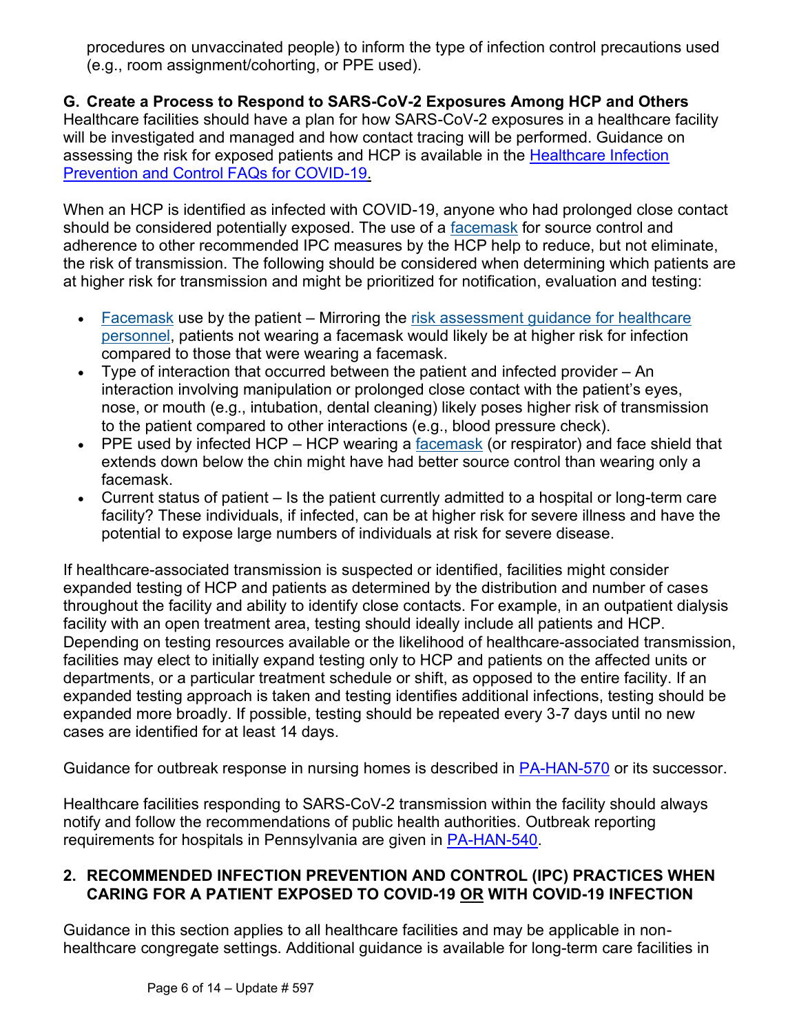procedures on unvaccinated people) to inform the type of infection control precautions used (e.g., room assignment/cohorting, or PPE used).

### G. Create a Process to Respond to SARS-CoV-2 Exposures Among HCP and Others

Healthcare facilities should have a plan for how SARS-CoV-2 exposures in a healthcare facility will be investigated and managed and how contact tracing will be performed. Guidance on assessing the risk for exposed patients and HCP is available in the Healthcare Infection Prevention and Control FAQs for COVID-19.

When an HCP is identified as infected with COVID-19, anyone who had prolonged close contact should be considered potentially exposed. The use of a facemask for source control and adherence to other recommended IPC measures by the HCP help to reduce, but not eliminate, the risk of transmission. The following should be considered when determining which patients are at higher risk for transmission and might be prioritized for notification, evaluation and testing:

- Facemask use by the patient – Mirroring the risk assessment guidance for healthcare personnel, patients not wearing a facemask would likely be at higher risk for infection compared to those that were wearing a facemask.
- Type of interaction that occurred between the patient and infected provider – An interaction involving manipulation or prolonged close contact with the patient's eyes, nose, or mouth (e.g., intubation, dental cleaning) likely poses higher risk of transmission to the patient compared to other interactions (e.g., blood pressure check).
- PPE used by infected HCP – HCP wearing a facemask (or respirator) and face shield that extends down below the chin might have had better source control than wearing only a facemask.
- Current status of patient – Is the patient currently admitted to a hospital or long-term care facility? These individuals, if infected, can be at higher risk for severe illness and have the potential to expose large numbers of individuals at risk for severe disease.

If healthcare-associated transmission is suspected or identified, facilities might consider expanded testing of HCP and patients as determined by the distribution and number of cases throughout the facility and ability to identify close contacts. For example, in an outpatient dialysis facility with an open treatment area, testing should ideally include all patients and HCP. Depending on testing resources available or the likelihood of healthcare-associated transmission, facilities may elect to initially expand testing only to HCP and patients on the affected units or departments, or a particular treatment schedule or shift, as opposed to the entire facility. If an expanded testing approach is taken and testing identifies additional infections, testing should be expanded more broadly. If possible, testing should be repeated every 3-7 days until no new cases are identified for at least 14 days.

Guidance for outbreak response in nursing homes is described in PA-HAN-570 or its successor.

Healthcare facilities responding to SARS-CoV-2 transmission within the facility should always notify and follow the recommendations of public health authorities. Outbreak reporting requirements for hospitals in Pennsylvania are given in PA-HAN-540.

## 2. RECOMMENDED INFECTION PREVENTION AND CONTROL (IPC) PRACTICES WHEN CARING FOR A PATIENT EXPOSED TO COVID-19 OR WITH COVID-19 INFECTION

Guidance in this section applies to all healthcare facilities and may be applicable in non-healthcare congregate settings. Additional guidance is available for long-term care facilities in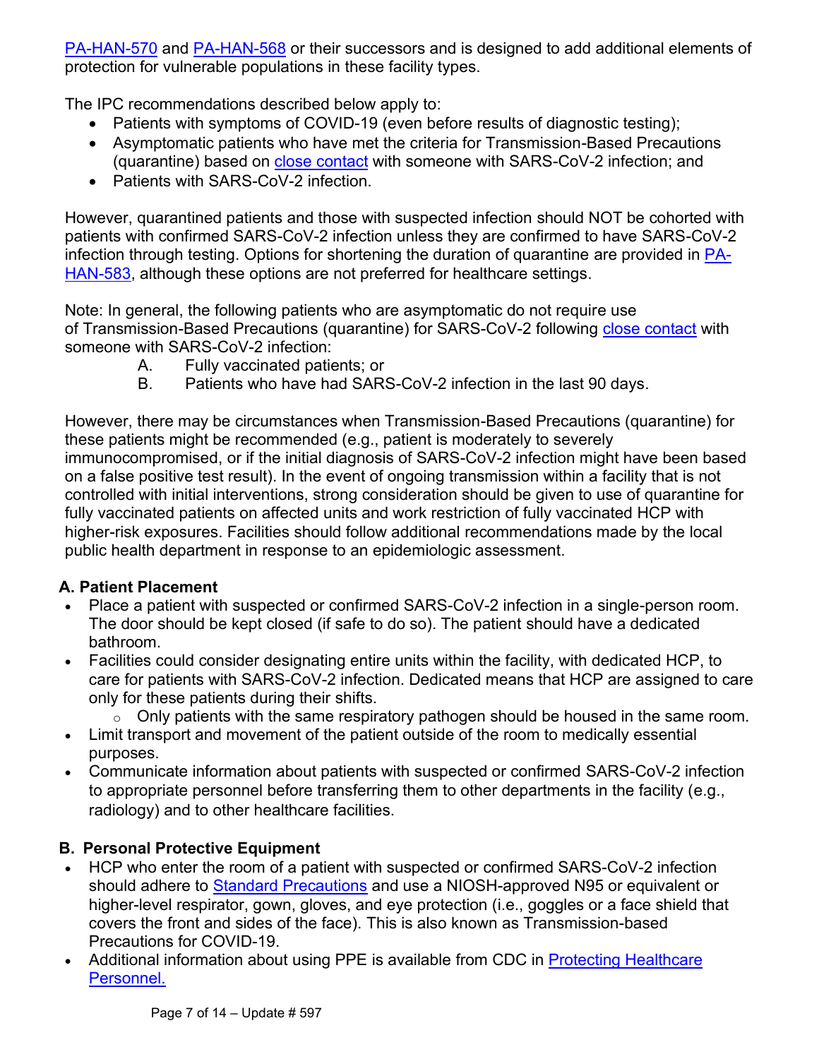PA-HAN-570 and PA-HAN-568 or their successors and is designed to add additional elements of protection for vulnerable populations in these facility types.

The IPC recommendations described below apply to:

- Patients with symptoms of COVID-19 (even before results of diagnostic testing);
- Asymptomatic patients who have met the criteria for Transmission-Based Precautions (quarantine) based on close contact with someone with SARS-CoV-2 infection; and
- Patients with SARS-CoV-2 infection.

However, quarantined patients and those with suspected infection should NOT be cohorted with patients with confirmed SARS-CoV-2 infection unless they are confirmed to have SARS-CoV-2 infection through testing. Options for shortening the duration of quarantine are provided in PA-HAN-583, although these options are not preferred for healthcare settings.

Note: In general, the following patients who are asymptomatic do not require use of Transmission-Based Precautions (quarantine) for SARS-CoV-2 following close contact with someone with SARS-CoV-2 infection:

A. Fully vaccinated patients; or
B. Patients who have had SARS-CoV-2 infection in the last 90 days.

However, there may be circumstances when Transmission-Based Precautions (quarantine) for these patients might be recommended (e.g., patient is moderately to severely immunocompromised, or if the initial diagnosis of SARS-CoV-2 infection might have been based on a false positive test result). In the event of ongoing transmission within a facility that is not controlled with initial interventions, strong consideration should be given to use of quarantine for fully vaccinated patients on affected units and work restriction of fully vaccinated HCP with higher-risk exposures. Facilities should follow additional recommendations made by the local public health department in response to an epidemiologic assessment.

**A. Patient Placement**

- Place a patient with suspected or confirmed SARS-CoV-2 infection in a single-person room. The door should be kept closed (if safe to do so). The patient should have a dedicated bathroom.
- Facilities could consider designating entire units within the facility, with dedicated HCP, to care for patients with SARS-CoV-2 infection. Dedicated means that HCP are assigned to care only for these patients during their shifts.
  - Only patients with the same respiratory pathogen should be housed in the same room.
- Limit transport and movement of the patient outside of the room to medically essential purposes.
- Communicate information about patients with suspected or confirmed SARS-CoV-2 infection to appropriate personnel before transferring them to other departments in the facility (e.g., radiology) and to other healthcare facilities.

**B. Personal Protective Equipment**

- HCP who enter the room of a patient with suspected or confirmed SARS-CoV-2 infection should adhere to Standard Precautions and use a NIOSH-approved N95 or equivalent or higher-level respirator, gown, gloves, and eye protection (i.e., goggles or a face shield that covers the front and sides of the face). This is also known as Transmission-based Precautions for COVID-19.
- Additional information about using PPE is available from CDC in Protecting Healthcare Personnel.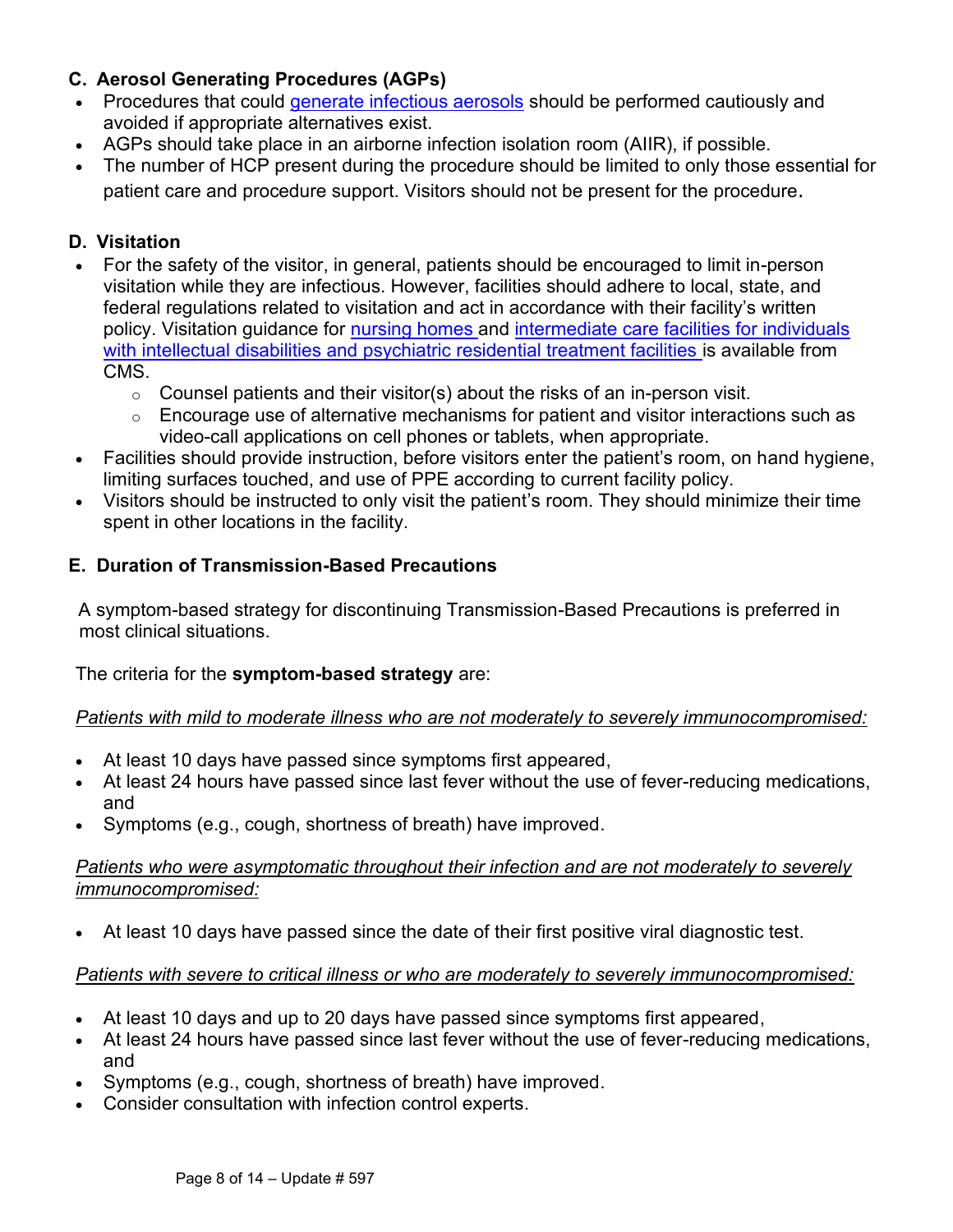### C. Aerosol Generating Procedures (AGPs)

- Procedures that could generate infectious aerosols should be performed cautiously and avoided if appropriate alternatives exist.
- AGPs should take place in an airborne infection isolation room (AIIR), if possible.
- The number of HCP present during the procedure should be limited to only those essential for patient care and procedure support. Visitors should not be present for the procedure.

### D. Visitation

- For the safety of the visitor, in general, patients should be encouraged to limit in-person visitation while they are infectious. However, facilities should adhere to local, state, and federal regulations related to visitation and act in accordance with their facility's written policy. Visitation guidance for nursing homes and intermediate care facilities for individuals with intellectual disabilities and psychiatric residential treatment facilities is available from CMS.
  - Counsel patients and their visitor(s) about the risks of an in-person visit.
  - Encourage use of alternative mechanisms for patient and visitor interactions such as video-call applications on cell phones or tablets, when appropriate.
- Facilities should provide instruction, before visitors enter the patient's room, on hand hygiene, limiting surfaces touched, and use of PPE according to current facility policy.
- Visitors should be instructed to only visit the patient's room. They should minimize their time spent in other locations in the facility.

### E. Duration of Transmission-Based Precautions

A symptom-based strategy for discontinuing Transmission-Based Precautions is preferred in most clinical situations.

The criteria for the **symptom-based strategy** are:

*Patients with mild to moderate illness who are not moderately to severely immunocompromised:*

- At least 10 days have passed since symptoms first appeared,
- At least 24 hours have passed since last fever without the use of fever-reducing medications, and
- Symptoms (e.g., cough, shortness of breath) have improved.

*Patients who were asymptomatic throughout their infection and are not moderately to severely immunocompromised:*

- At least 10 days have passed since the date of their first positive viral diagnostic test.

*Patients with severe to critical illness or who are moderately to severely immunocompromised:*

- At least 10 days and up to 20 days have passed since symptoms first appeared,
- At least 24 hours have passed since last fever without the use of fever-reducing medications, and
- Symptoms (e.g., cough, shortness of breath) have improved.
- Consider consultation with infection control experts.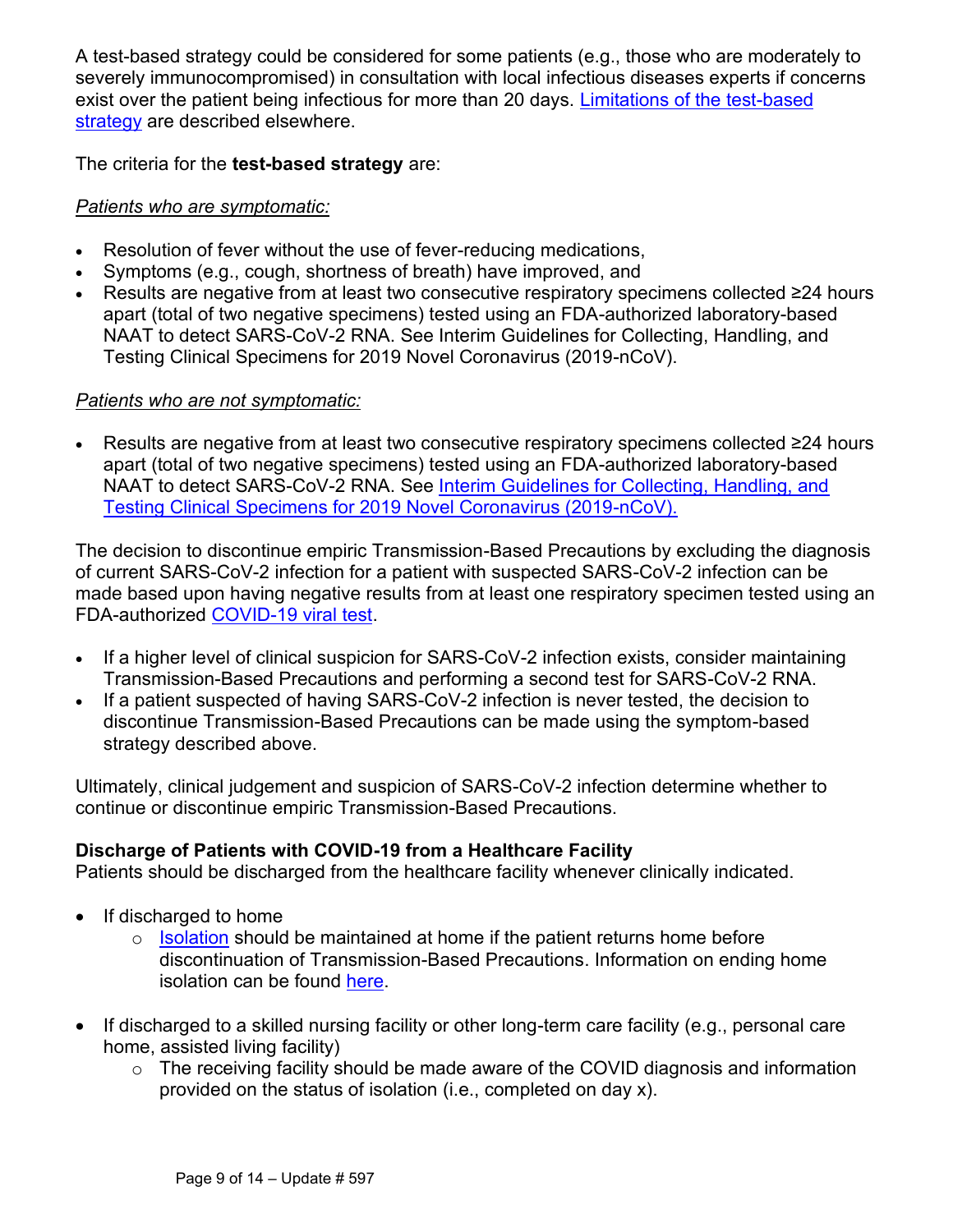A test-based strategy could be considered for some patients (e.g., those who are moderately to severely immunocompromised) in consultation with local infectious diseases experts if concerns exist over the patient being infectious for more than 20 days. [Limitations of the test-based strategy]() are described elsewhere.

The criteria for the **test-based strategy** are:

*Patients who are symptomatic:*

- Resolution of fever without the use of fever-reducing medications,
- Symptoms (e.g., cough, shortness of breath) have improved, and
- Results are negative from at least two consecutive respiratory specimens collected ≥24 hours apart (total of two negative specimens) tested using an FDA-authorized laboratory-based NAAT to detect SARS-CoV-2 RNA. See Interim Guidelines for Collecting, Handling, and Testing Clinical Specimens for 2019 Novel Coronavirus (2019-nCoV).

*Patients who are not symptomatic:*

- Results are negative from at least two consecutive respiratory specimens collected ≥24 hours apart (total of two negative specimens) tested using an FDA-authorized laboratory-based NAAT to detect SARS-CoV-2 RNA. See [Interim Guidelines for Collecting, Handling, and Testing Clinical Specimens for 2019 Novel Coronavirus (2019-nCoV).]()

The decision to discontinue empiric Transmission-Based Precautions by excluding the diagnosis of current SARS-CoV-2 infection for a patient with suspected SARS-CoV-2 infection can be made based upon having negative results from at least one respiratory specimen tested using an FDA-authorized [COVID-19 viral test]().

- If a higher level of clinical suspicion for SARS-CoV-2 infection exists, consider maintaining Transmission-Based Precautions and performing a second test for SARS-CoV-2 RNA.
- If a patient suspected of having SARS-CoV-2 infection is never tested, the decision to discontinue Transmission-Based Precautions can be made using the symptom-based strategy described above.

Ultimately, clinical judgement and suspicion of SARS-CoV-2 infection determine whether to continue or discontinue empiric Transmission-Based Precautions.

**Discharge of Patients with COVID-19 from a Healthcare Facility**

Patients should be discharged from the healthcare facility whenever clinically indicated.

- If discharged to home
    - [Isolation]() should be maintained at home if the patient returns home before discontinuation of Transmission-Based Precautions. Information on ending home isolation can be found [here]().

- If discharged to a skilled nursing facility or other long-term care facility (e.g., personal care home, assisted living facility)
    - The receiving facility should be made aware of the COVID diagnosis and information provided on the status of isolation (i.e., completed on day x).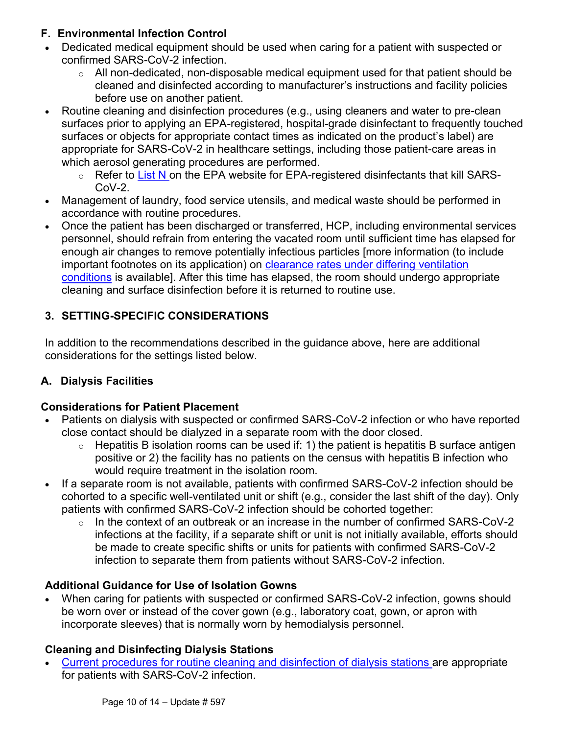### F. Environmental Infection Control

- Dedicated medical equipment should be used when caring for a patient with suspected or confirmed SARS-CoV-2 infection.
  - All non-dedicated, non-disposable medical equipment used for that patient should be cleaned and disinfected according to manufacturer's instructions and facility policies before use on another patient.
- Routine cleaning and disinfection procedures (e.g., using cleaners and water to pre-clean surfaces prior to applying an EPA-registered, hospital-grade disinfectant to frequently touched surfaces or objects for appropriate contact times as indicated on the product's label) are appropriate for SARS-CoV-2 in healthcare settings, including those patient-care areas in which aerosol generating procedures are performed.
  - Refer to List N on the EPA website for EPA-registered disinfectants that kill SARS-CoV-2.
- Management of laundry, food service utensils, and medical waste should be performed in accordance with routine procedures.
- Once the patient has been discharged or transferred, HCP, including environmental services personnel, should refrain from entering the vacated room until sufficient time has elapsed for enough air changes to remove potentially infectious particles [more information (to include important footnotes on its application) on clearance rates under differing ventilation conditions is available]. After this time has elapsed, the room should undergo appropriate cleaning and surface disinfection before it is returned to routine use.

## 3. SETTING-SPECIFIC CONSIDERATIONS

In addition to the recommendations described in the guidance above, here are additional considerations for the settings listed below.

### A. Dialysis Facilities

#### Considerations for Patient Placement

- Patients on dialysis with suspected or confirmed SARS-CoV-2 infection or who have reported close contact should be dialyzed in a separate room with the door closed.
  - Hepatitis B isolation rooms can be used if: 1) the patient is hepatitis B surface antigen positive or 2) the facility has no patients on the census with hepatitis B infection who would require treatment in the isolation room.
- If a separate room is not available, patients with confirmed SARS-CoV-2 infection should be cohorted to a specific well-ventilated unit or shift (e.g., consider the last shift of the day). Only patients with confirmed SARS-CoV-2 infection should be cohorted together:
  - In the context of an outbreak or an increase in the number of confirmed SARS-CoV-2 infections at the facility, if a separate shift or unit is not initially available, efforts should be made to create specific shifts or units for patients with confirmed SARS-CoV-2 infection to separate them from patients without SARS-CoV-2 infection.

#### Additional Guidance for Use of Isolation Gowns

- When caring for patients with suspected or confirmed SARS-CoV-2 infection, gowns should be worn over or instead of the cover gown (e.g., laboratory coat, gown, or apron with incorporate sleeves) that is normally worn by hemodialysis personnel.

#### Cleaning and Disinfecting Dialysis Stations

- Current procedures for routine cleaning and disinfection of dialysis stations are appropriate for patients with SARS-CoV-2 infection.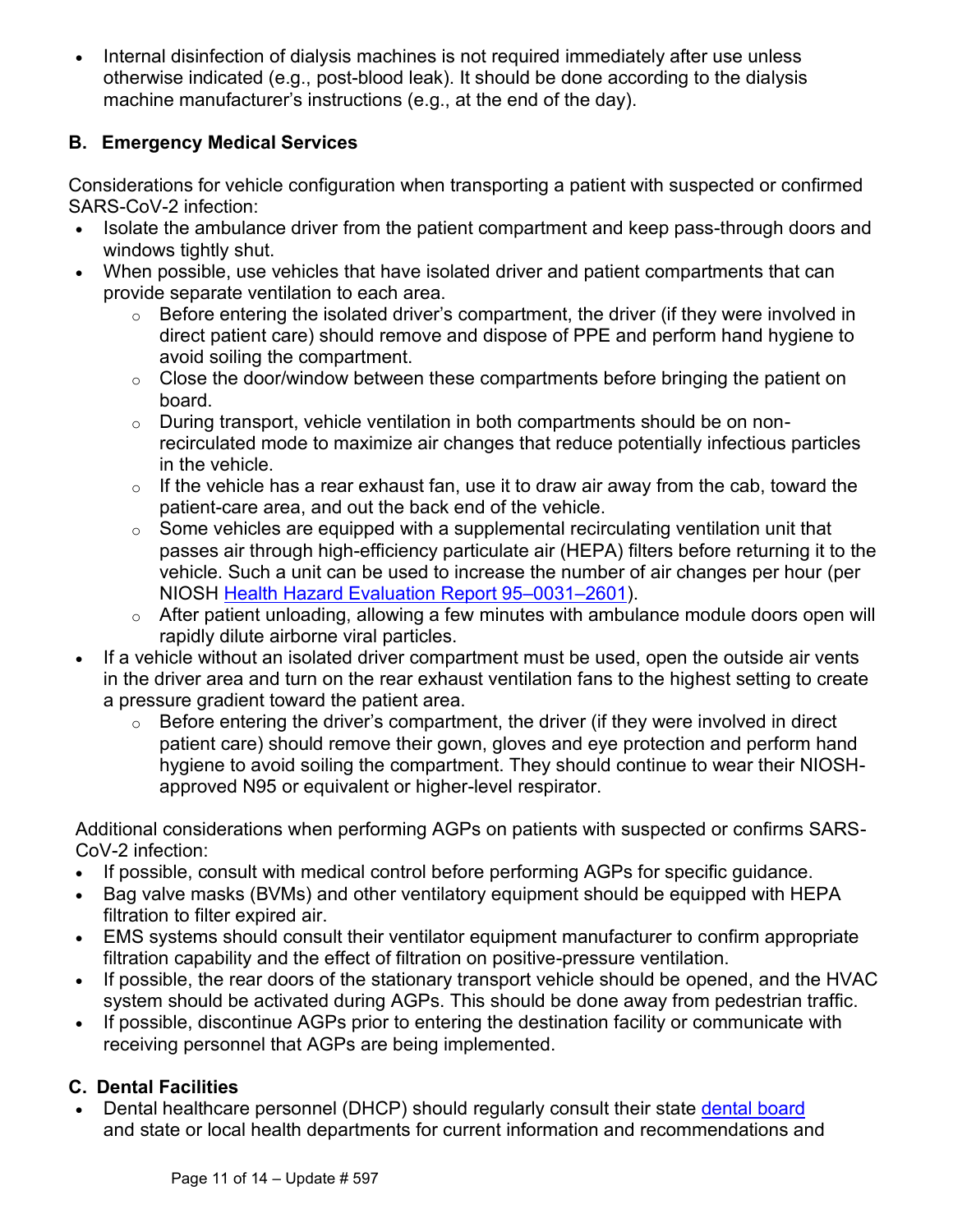- Internal disinfection of dialysis machines is not required immediately after use unless otherwise indicated (e.g., post-blood leak). It should be done according to the dialysis machine manufacturer's instructions (e.g., at the end of the day).

### B. Emergency Medical Services

Considerations for vehicle configuration when transporting a patient with suspected or confirmed SARS-CoV-2 infection:

- Isolate the ambulance driver from the patient compartment and keep pass-through doors and windows tightly shut.
- When possible, use vehicles that have isolated driver and patient compartments that can provide separate ventilation to each area.
  - Before entering the isolated driver's compartment, the driver (if they were involved in direct patient care) should remove and dispose of PPE and perform hand hygiene to avoid soiling the compartment.
  - Close the door/window between these compartments before bringing the patient on board.
  - During transport, vehicle ventilation in both compartments should be on non-recirculated mode to maximize air changes that reduce potentially infectious particles in the vehicle.
  - If the vehicle has a rear exhaust fan, use it to draw air away from the cab, toward the patient-care area, and out the back end of the vehicle.
  - Some vehicles are equipped with a supplemental recirculating ventilation unit that passes air through high-efficiency particulate air (HEPA) filters before returning it to the vehicle. Such a unit can be used to increase the number of air changes per hour (per NIOSH [Health Hazard Evaluation Report 95–0031–2601](#)).
  - After patient unloading, allowing a few minutes with ambulance module doors open will rapidly dilute airborne viral particles.
- If a vehicle without an isolated driver compartment must be used, open the outside air vents in the driver area and turn on the rear exhaust ventilation fans to the highest setting to create a pressure gradient toward the patient area.
  - Before entering the driver's compartment, the driver (if they were involved in direct patient care) should remove their gown, gloves and eye protection and perform hand hygiene to avoid soiling the compartment. They should continue to wear their NIOSH-approved N95 or equivalent or higher-level respirator.

Additional considerations when performing AGPs on patients with suspected or confirms SARS-CoV-2 infection:

- If possible, consult with medical control before performing AGPs for specific guidance.
- Bag valve masks (BVMs) and other ventilatory equipment should be equipped with HEPA filtration to filter expired air.
- EMS systems should consult their ventilator equipment manufacturer to confirm appropriate filtration capability and the effect of filtration on positive-pressure ventilation.
- If possible, the rear doors of the stationary transport vehicle should be opened, and the HVAC system should be activated during AGPs. This should be done away from pedestrian traffic.
- If possible, discontinue AGPs prior to entering the destination facility or communicate with receiving personnel that AGPs are being implemented.

### C. Dental Facilities

- Dental healthcare personnel (DHCP) should regularly consult their state [dental board](#) and state or local health departments for current information and recommendations and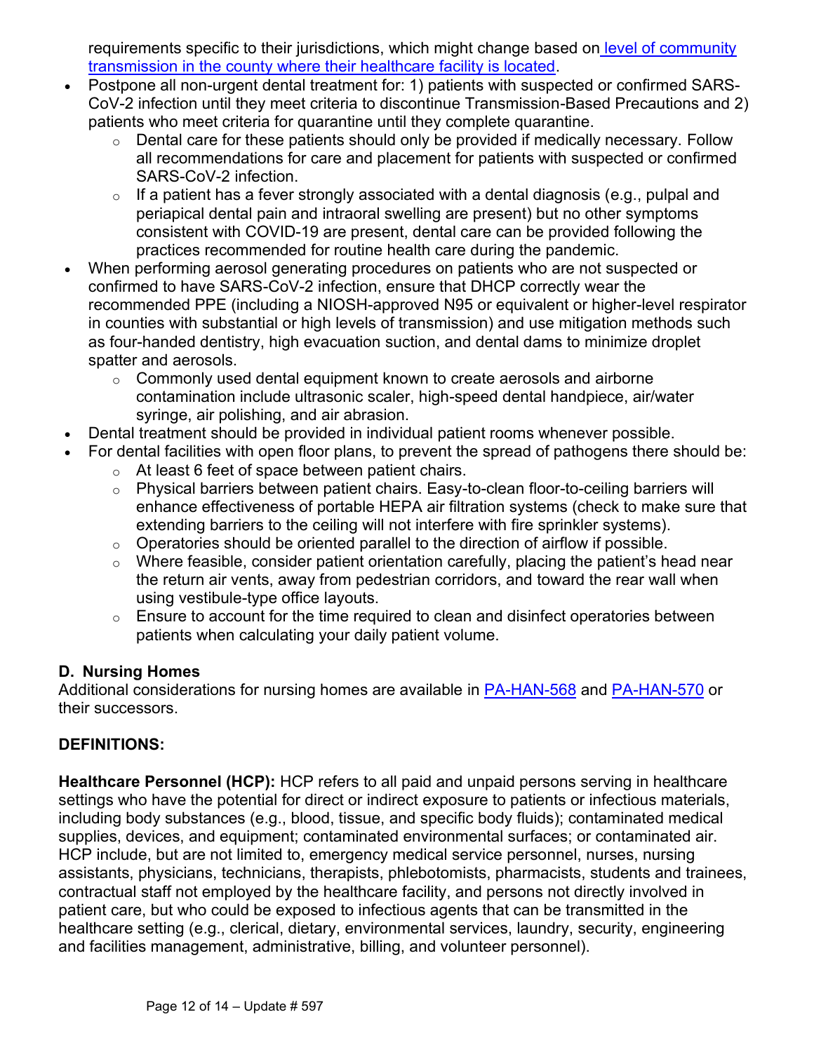requirements specific to their jurisdictions, which might change based on [level of community transmission in the county where their healthcare facility is located](#).

- Postpone all non-urgent dental treatment for: 1) patients with suspected or confirmed SARS-CoV-2 infection until they meet criteria to discontinue Transmission-Based Precautions and 2) patients who meet criteria for quarantine until they complete quarantine.
  - Dental care for these patients should only be provided if medically necessary. Follow all recommendations for care and placement for patients with suspected or confirmed SARS-CoV-2 infection.
  - If a patient has a fever strongly associated with a dental diagnosis (e.g., pulpal and periapical dental pain and intraoral swelling are present) but no other symptoms consistent with COVID-19 are present, dental care can be provided following the practices recommended for routine health care during the pandemic.
- When performing aerosol generating procedures on patients who are not suspected or confirmed to have SARS-CoV-2 infection, ensure that DHCP correctly wear the recommended PPE (including a NIOSH-approved N95 or equivalent or higher-level respirator in counties with substantial or high levels of transmission) and use mitigation methods such as four-handed dentistry, high evacuation suction, and dental dams to minimize droplet spatter and aerosols.
  - Commonly used dental equipment known to create aerosols and airborne contamination include ultrasonic scaler, high-speed dental handpiece, air/water syringe, air polishing, and air abrasion.
- Dental treatment should be provided in individual patient rooms whenever possible.
- For dental facilities with open floor plans, to prevent the spread of pathogens there should be:
  - At least 6 feet of space between patient chairs.
  - Physical barriers between patient chairs. Easy-to-clean floor-to-ceiling barriers will enhance effectiveness of portable HEPA air filtration systems (check to make sure that extending barriers to the ceiling will not interfere with fire sprinkler systems).
  - Operatories should be oriented parallel to the direction of airflow if possible.
  - Where feasible, consider patient orientation carefully, placing the patient's head near the return air vents, away from pedestrian corridors, and toward the rear wall when using vestibule-type office layouts.
  - Ensure to account for the time required to clean and disinfect operatories between patients when calculating your daily patient volume.

### D. Nursing Homes

Additional considerations for nursing homes are available in [PA-HAN-568](#) and [PA-HAN-570](#) or their successors.

### DEFINITIONS:

**Healthcare Personnel (HCP):** HCP refers to all paid and unpaid persons serving in healthcare settings who have the potential for direct or indirect exposure to patients or infectious materials, including body substances (e.g., blood, tissue, and specific body fluids); contaminated medical supplies, devices, and equipment; contaminated environmental surfaces; or contaminated air. HCP include, but are not limited to, emergency medical service personnel, nurses, nursing assistants, physicians, technicians, therapists, phlebotomists, pharmacists, students and trainees, contractual staff not employed by the healthcare facility, and persons not directly involved in patient care, but who could be exposed to infectious agents that can be transmitted in the healthcare setting (e.g., clerical, dietary, environmental services, laundry, security, engineering and facilities management, administrative, billing, and volunteer personnel).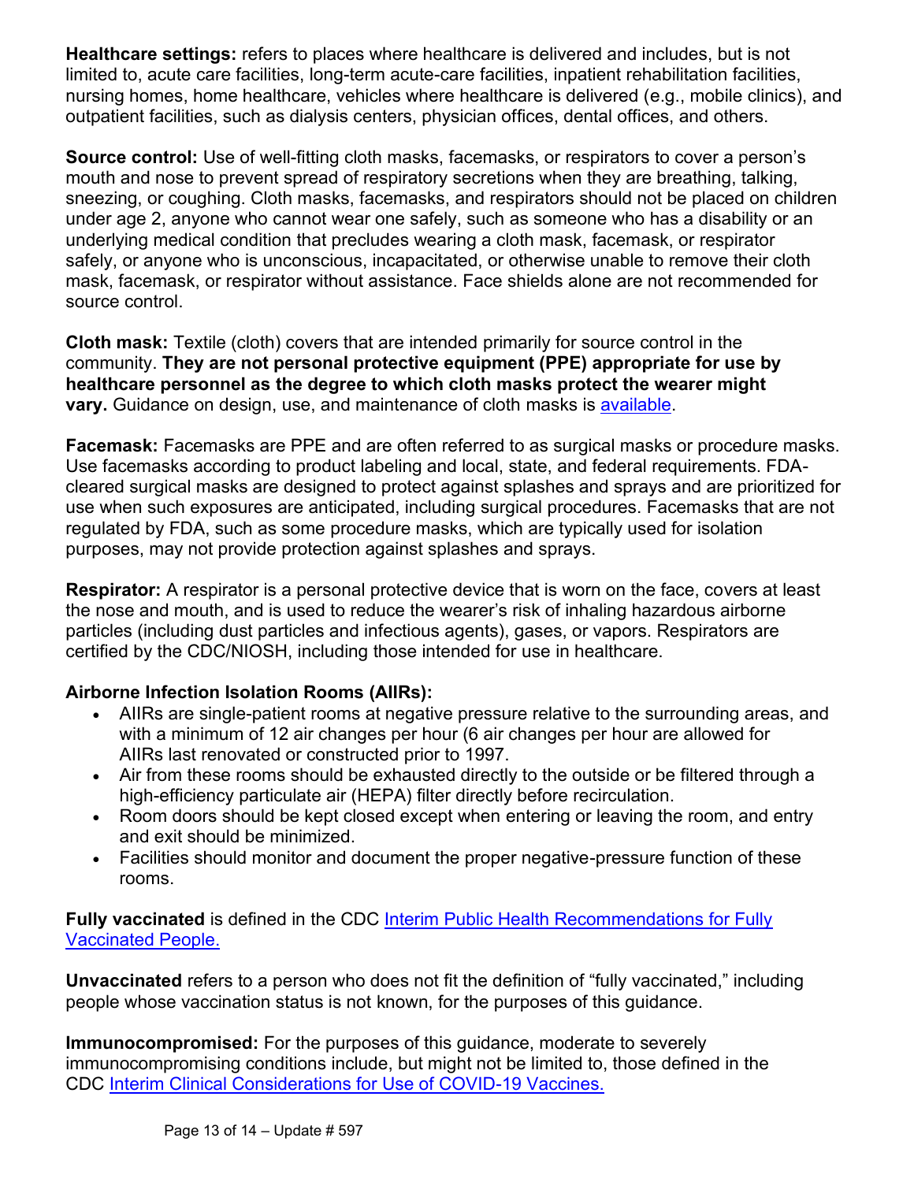**Healthcare settings:** refers to places where healthcare is delivered and includes, but is not limited to, acute care facilities, long-term acute-care facilities, inpatient rehabilitation facilities, nursing homes, home healthcare, vehicles where healthcare is delivered (e.g., mobile clinics), and outpatient facilities, such as dialysis centers, physician offices, dental offices, and others.

**Source control:** Use of well-fitting cloth masks, facemasks, or respirators to cover a person's mouth and nose to prevent spread of respiratory secretions when they are breathing, talking, sneezing, or coughing. Cloth masks, facemasks, and respirators should not be placed on children under age 2, anyone who cannot wear one safely, such as someone who has a disability or an underlying medical condition that precludes wearing a cloth mask, facemask, or respirator safely, or anyone who is unconscious, incapacitated, or otherwise unable to remove their cloth mask, facemask, or respirator without assistance. Face shields alone are not recommended for source control.

**Cloth mask:** Textile (cloth) covers that are intended primarily for source control in the community. **They are not personal protective equipment (PPE) appropriate for use by healthcare personnel as the degree to which cloth masks protect the wearer might vary.** Guidance on design, use, and maintenance of cloth masks is available.

**Facemask:** Facemasks are PPE and are often referred to as surgical masks or procedure masks. Use facemasks according to product labeling and local, state, and federal requirements. FDA-cleared surgical masks are designed to protect against splashes and sprays and are prioritized for use when such exposures are anticipated, including surgical procedures. Facemasks that are not regulated by FDA, such as some procedure masks, which are typically used for isolation purposes, may not provide protection against splashes and sprays.

**Respirator:** A respirator is a personal protective device that is worn on the face, covers at least the nose and mouth, and is used to reduce the wearer's risk of inhaling hazardous airborne particles (including dust particles and infectious agents), gases, or vapors. Respirators are certified by the CDC/NIOSH, including those intended for use in healthcare.

**Airborne Infection Isolation Rooms (AIIRs):**

- AIIRs are single-patient rooms at negative pressure relative to the surrounding areas, and with a minimum of 12 air changes per hour (6 air changes per hour are allowed for AIIRs last renovated or constructed prior to 1997.
- Air from these rooms should be exhausted directly to the outside or be filtered through a high-efficiency particulate air (HEPA) filter directly before recirculation.
- Room doors should be kept closed except when entering or leaving the room, and entry and exit should be minimized.
- Facilities should monitor and document the proper negative-pressure function of these rooms.

**Fully vaccinated** is defined in the CDC Interim Public Health Recommendations for Fully Vaccinated People.

**Unvaccinated** refers to a person who does not fit the definition of "fully vaccinated," including people whose vaccination status is not known, for the purposes of this guidance.

**Immunocompromised:** For the purposes of this guidance, moderate to severely immunocompromising conditions include, but might not be limited to, those defined in the CDC Interim Clinical Considerations for Use of COVID-19 Vaccines.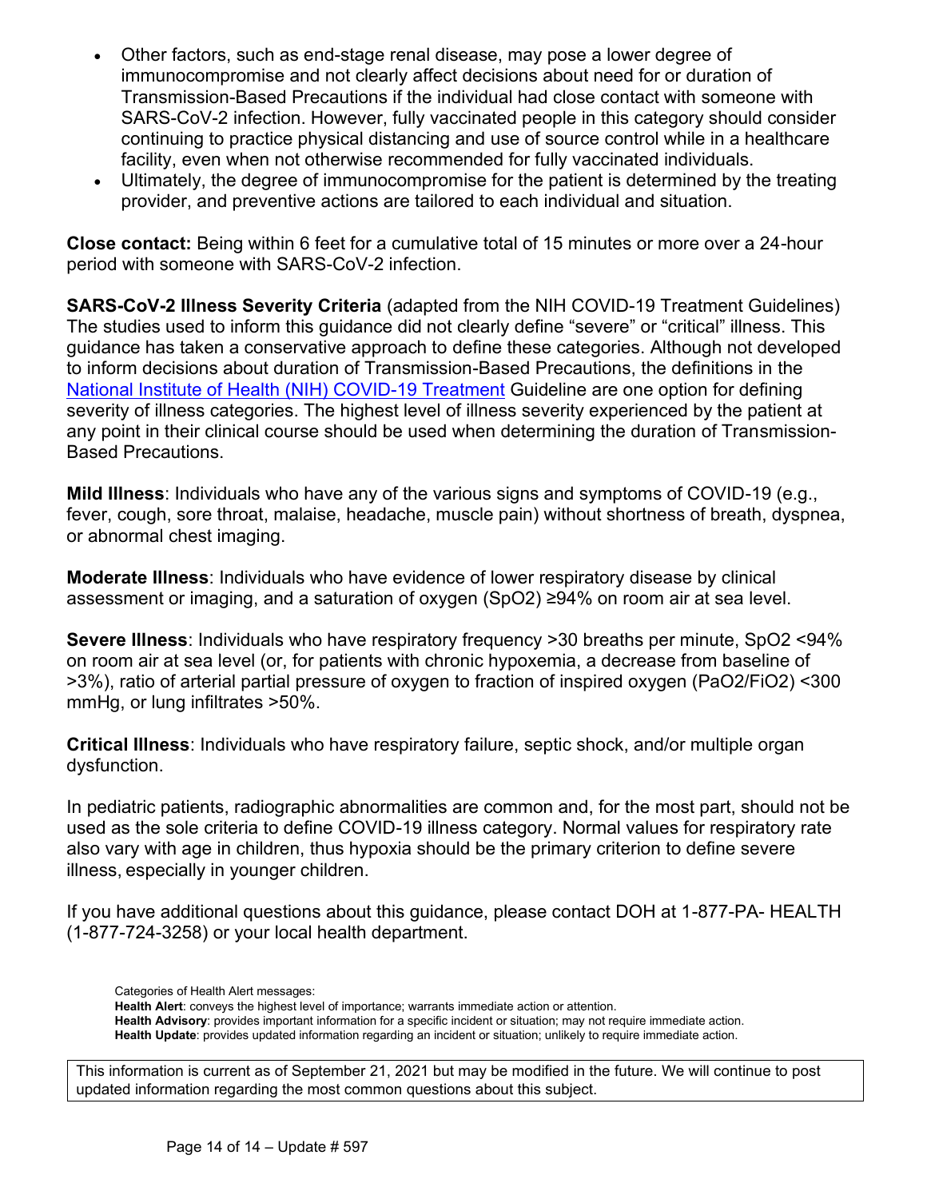- Other factors, such as end-stage renal disease, may pose a lower degree of immunocompromise and not clearly affect decisions about need for or duration of Transmission-Based Precautions if the individual had close contact with someone with SARS-CoV-2 infection. However, fully vaccinated people in this category should consider continuing to practice physical distancing and use of source control while in a healthcare facility, even when not otherwise recommended for fully vaccinated individuals.
- Ultimately, the degree of immunocompromise for the patient is determined by the treating provider, and preventive actions are tailored to each individual and situation.

**Close contact:** Being within 6 feet for a cumulative total of 15 minutes or more over a 24-hour period with someone with SARS-CoV-2 infection.

**SARS-CoV-2 Illness Severity Criteria** (adapted from the NIH COVID-19 Treatment Guidelines) The studies used to inform this guidance did not clearly define "severe" or "critical" illness. This guidance has taken a conservative approach to define these categories. Although not developed to inform decisions about duration of Transmission-Based Precautions, the definitions in the National Institute of Health (NIH) COVID-19 Treatment Guideline are one option for defining severity of illness categories. The highest level of illness severity experienced by the patient at any point in their clinical course should be used when determining the duration of Transmission-Based Precautions.

**Mild Illness**: Individuals who have any of the various signs and symptoms of COVID-19 (e.g., fever, cough, sore throat, malaise, headache, muscle pain) without shortness of breath, dyspnea, or abnormal chest imaging.

**Moderate Illness**: Individuals who have evidence of lower respiratory disease by clinical assessment or imaging, and a saturation of oxygen ($SpO_2$) ≥94% on room air at sea level.

**Severe Illness**: Individuals who have respiratory frequency >30 breaths per minute, $SpO_2$ <94% on room air at sea level (or, for patients with chronic hypoxemia, a decrease from baseline of >3%), ratio of arterial partial pressure of oxygen to fraction of inspired oxygen ($PaO_2/FiO_2$) <300 mmHg, or lung infiltrates >50%.

**Critical Illness**: Individuals who have respiratory failure, septic shock, and/or multiple organ dysfunction.

In pediatric patients, radiographic abnormalities are common and, for the most part, should not be used as the sole criteria to define COVID-19 illness category. Normal values for respiratory rate also vary with age in children, thus hypoxia should be the primary criterion to define severe illness, especially in younger children.

If you have additional questions about this guidance, please contact DOH at 1-877-PA- HEALTH (1-877-724-3258) or your local health department.

Categories of Health Alert messages:
**Health Alert**: conveys the highest level of importance; warrants immediate action or attention.
**Health Advisory**: provides important information for a specific incident or situation; may not require immediate action.
**Health Update**: provides updated information regarding an incident or situation; unlikely to require immediate action.

This information is current as of September 21, 2021 but may be modified in the future. We will continue to post updated information regarding the most common questions about this subject.